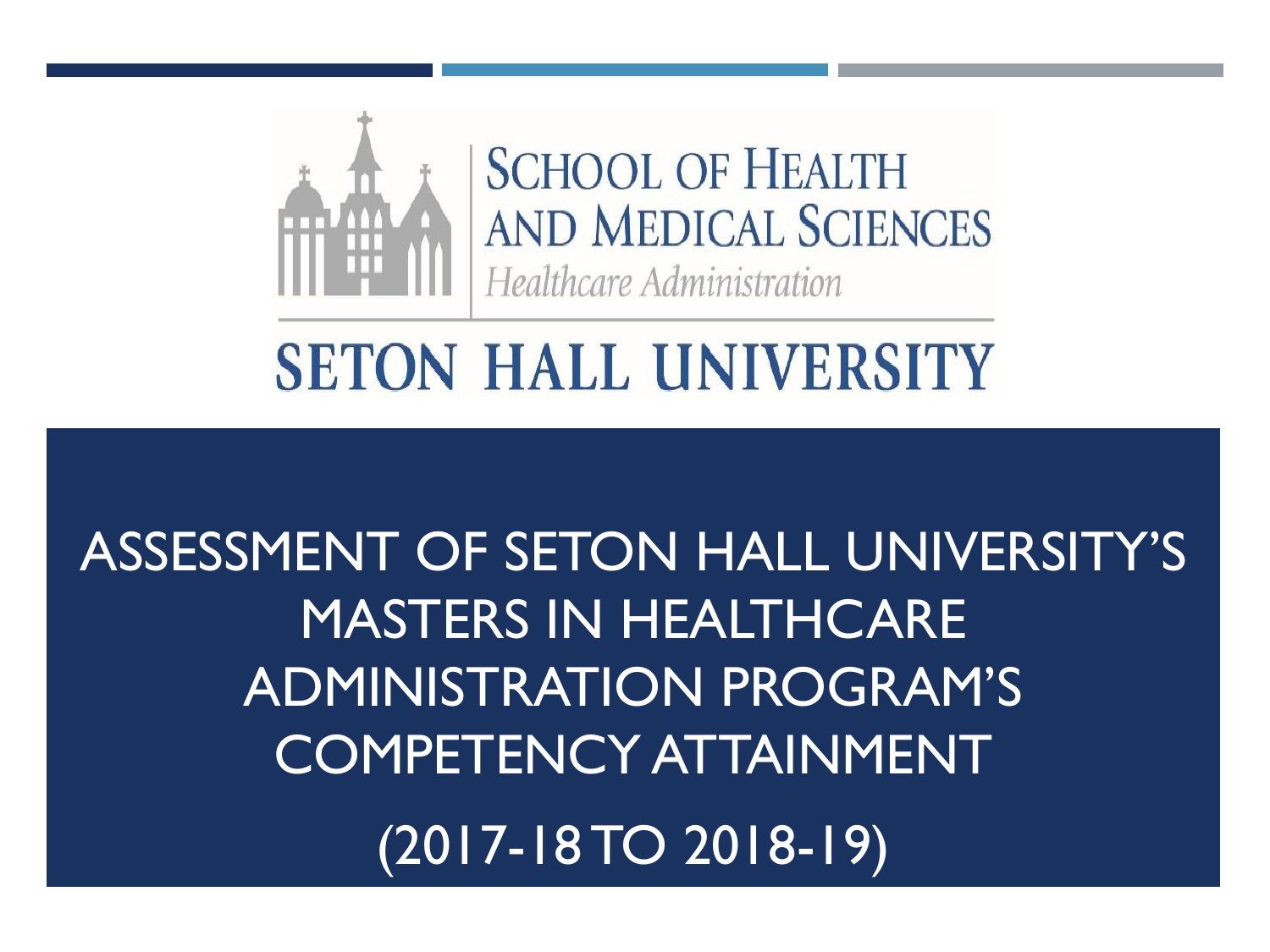SCHOOL OF HEALTH AND MEDICAL SCIENCES

*Healthcare Administration*

SETON HALL UNIVERSITY

# ASSESSMENT OF SETON HALL UNIVERSITY'S MASTERS IN HEALTHCARE ADMINISTRATION PROGRAM'S COMPETENCY ATTAINMENT

(2017-18 TO 2018-19)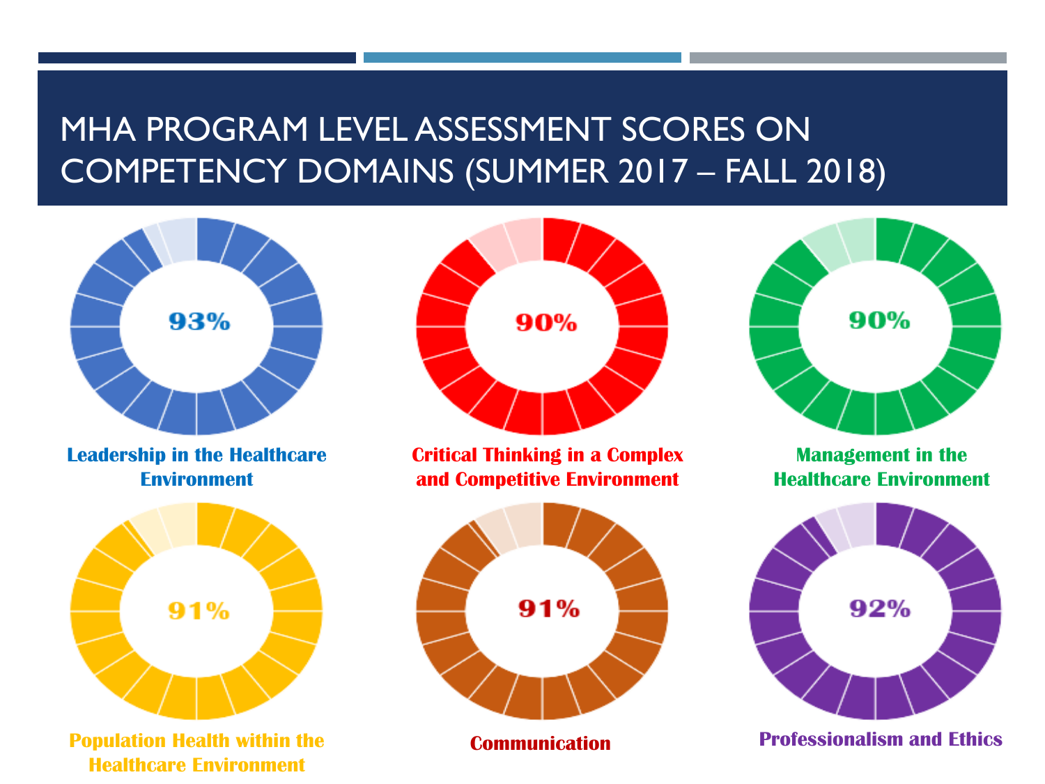# MHA PROGRAM LEVEL ASSESSMENT SCORES ON COMPETENCY DOMAINS (SUMMER 2017 – FALL 2018)

93%

**Leadership in the Healthcare Environment**

90%

**Critical Thinking in a Complex and Competitive Environment**

90%

**Management in the Healthcare Environment**

91%

**Population Health within the Healthcare Environment**

91%

**Communication**

92%

**Professionalism and Ethics**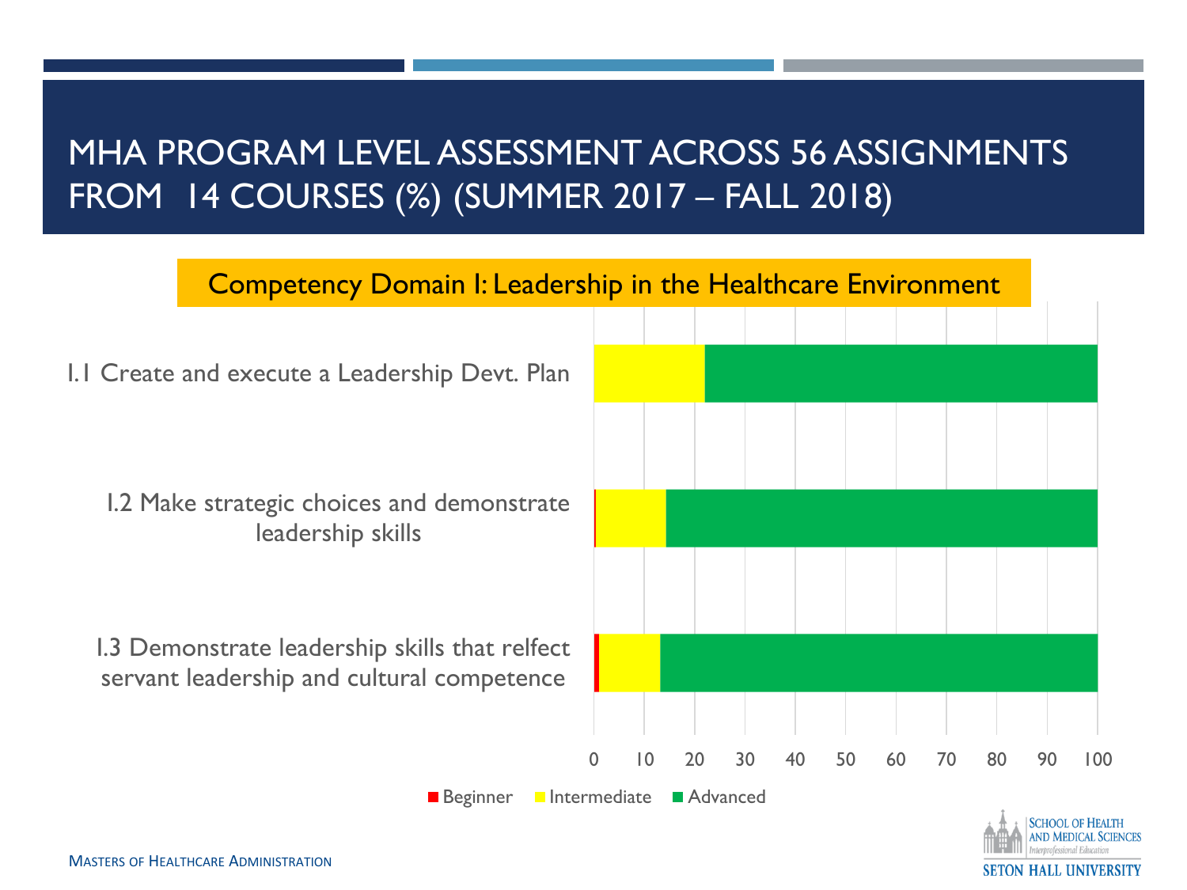# MHA PROGRAM LEVEL ASSESSMENT ACROSS 56 ASSIGNMENTS FROM 14 COURSES (%) (SUMMER 2017 – FALL 2018)

## Competency Domain I: Leadership in the Healthcare Environment

I.1 Create and execute a Leadership Devt. Plan

I.2 Make strategic choices and demonstrate leadership skills

I.3 Demonstrate leadership skills that relfect servant leadership and cultural competence

0 10 20 30 40 50 60 70 80 90 100

Beginner Intermediate Advanced

MASTERS OF HEALTHCARE ADMINISTRATION

SCHOOL OF HEALTH AND MEDICAL SCIENCES
Interprofessional Education
SETON HALL UNIVERSITY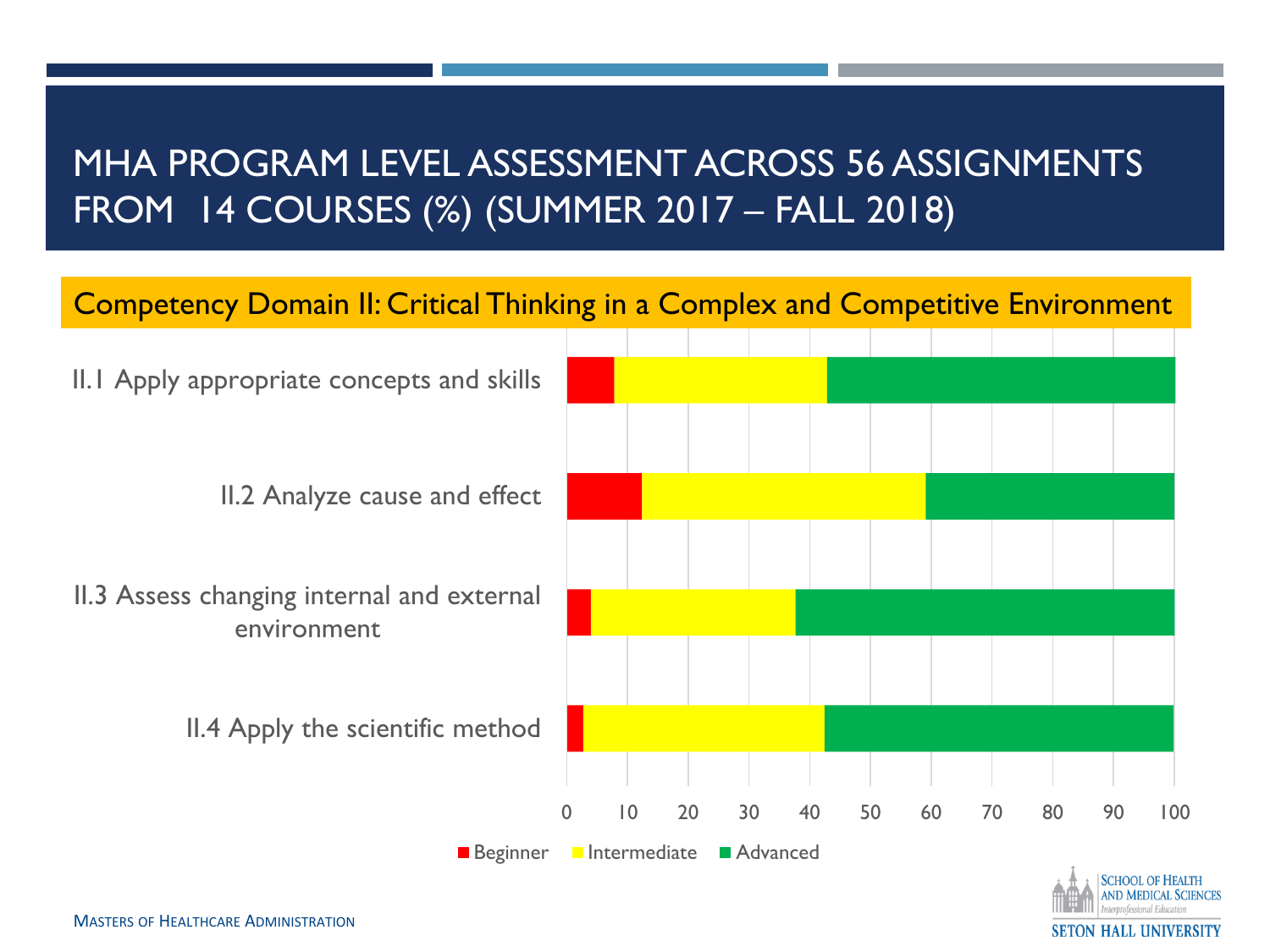# MHA PROGRAM LEVEL ASSESSMENT ACROSS 56 ASSIGNMENTS FROM 14 COURSES (%) (SUMMER 2017 – FALL 2018)

## Competency Domain II: Critical Thinking in a Complex and Competitive Environment

II.1 Apply appropriate concepts and skills

II.2 Analyze cause and effect

II.3 Assess changing internal and external environment

II.4 Apply the scientific method

0 10 20 30 40 50 60 70 80 90 100

Beginner Intermediate Advanced

MASTERS OF HEALTHCARE ADMINISTRATION

SCHOOL OF HEALTH AND MEDICAL SCIENCES
Interprofessional Education
SETON HALL UNIVERSITY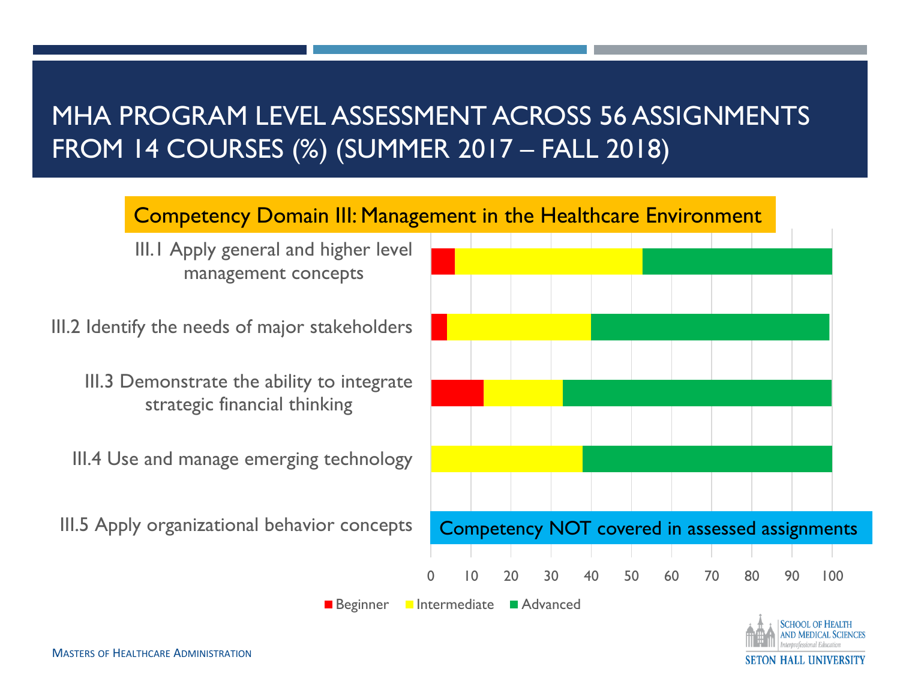# MHA PROGRAM LEVEL ASSESSMENT ACROSS 56 ASSIGNMENTS FROM 14 COURSES (%) (SUMMER 2017 – FALL 2018)

## Competency Domain III: Management in the Healthcare Environment

III.1 Apply general and higher level management concepts

III.2 Identify the needs of major stakeholders

III.3 Demonstrate the ability to integrate strategic financial thinking

III.4 Use and manage emerging technology

III.5 Apply organizational behavior concepts

Competency NOT covered in assessed assignments

0 10 20 30 40 50 60 70 80 90 100

Beginner Intermediate Advanced

MASTERS OF HEALTHCARE ADMINISTRATION

SCHOOL OF HEALTH AND MEDICAL SCIENCES
Interprofessional Education
SETON HALL UNIVERSITY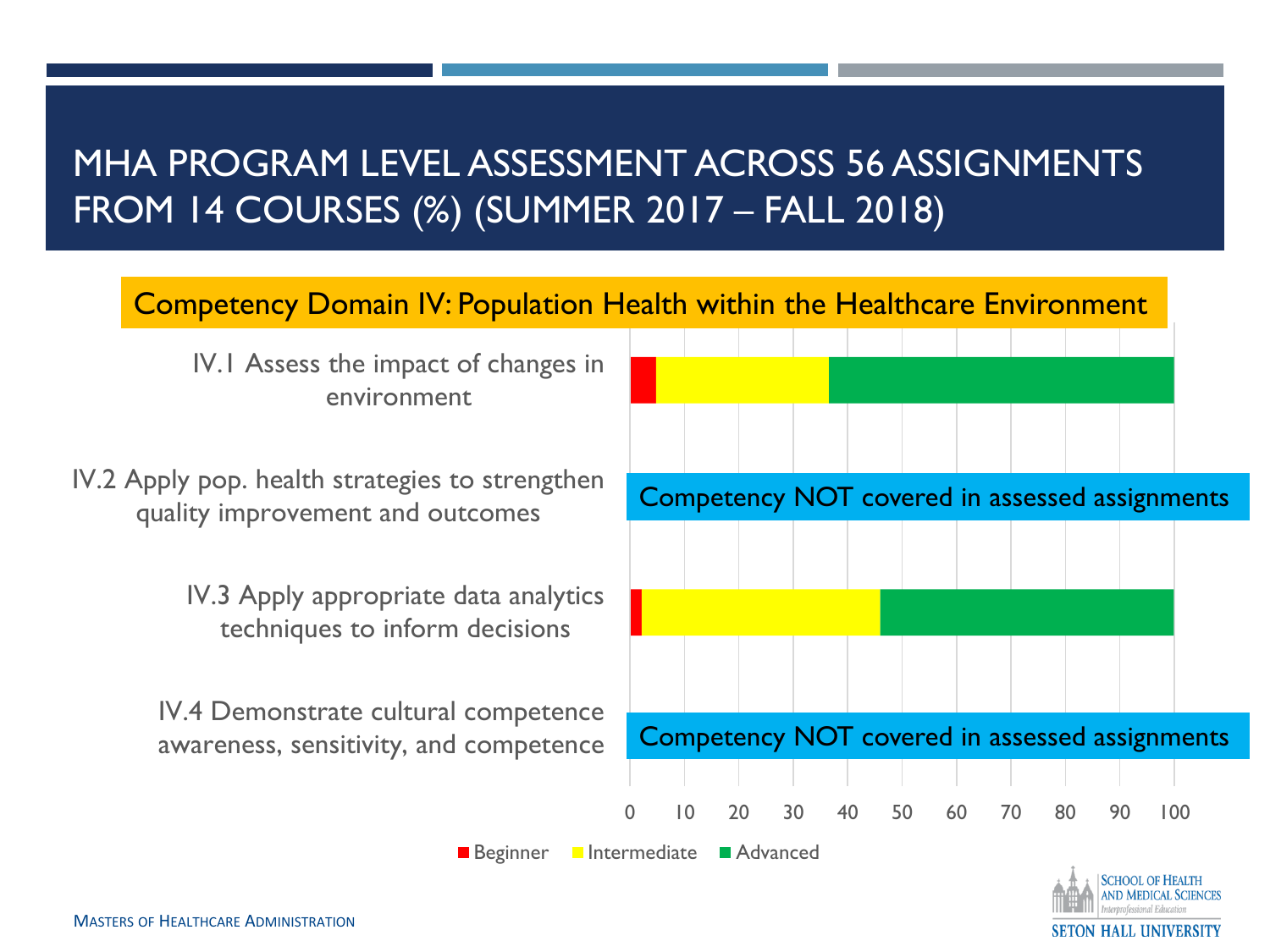# MHA PROGRAM LEVEL ASSESSMENT ACROSS 56 ASSIGNMENTS FROM 14 COURSES (%) (SUMMER 2017 – FALL 2018)

## Competency Domain IV: Population Health within the Healthcare Environment

IV.1 Assess the impact of changes in environment

IV.2 Apply pop. health strategies to strengthen quality improvement and outcomes

Competency NOT covered in assessed assignments

IV.3 Apply appropriate data analytics techniques to inform decisions

IV.4 Demonstrate cultural competence awareness, sensitivity, and competence

Competency NOT covered in assessed assignments

0 10 20 30 40 50 60 70 80 90 100

Beginner Intermediate Advanced

MASTERS OF HEALTHCARE ADMINISTRATION

SCHOOL OF HEALTH AND MEDICAL SCIENCES
Interprofessional Education
SETON HALL UNIVERSITY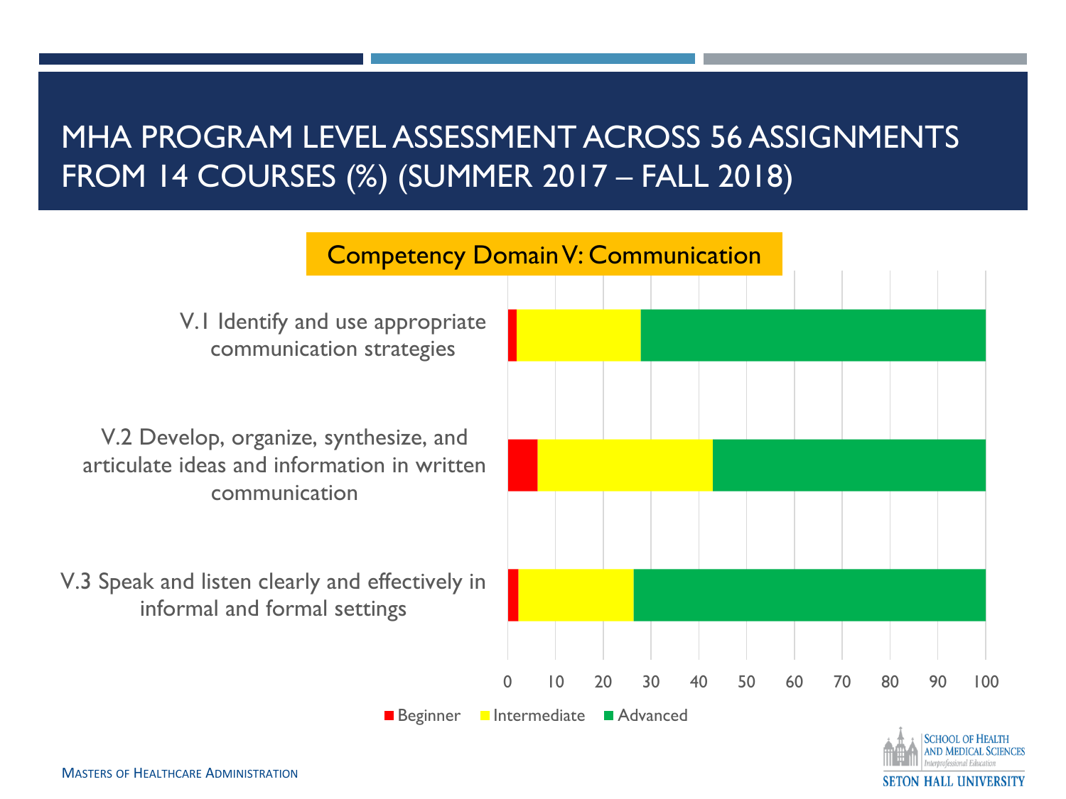# MHA PROGRAM LEVEL ASSESSMENT ACROSS 56 ASSIGNMENTS FROM 14 COURSES (%) (SUMMER 2017 – FALL 2018)

Competency Domain V: Communication

V.1 Identify and use appropriate communication strategies

V.2 Develop, organize, synthesize, and articulate ideas and information in written communication

V.3 Speak and listen clearly and effectively in informal and formal settings

0 10 20 30 40 50 60 70 80 90 100

Beginner Intermediate Advanced

MASTERS OF HEALTHCARE ADMINISTRATION

SCHOOL OF HEALTH AND MEDICAL SCIENCES
Interprofessional Education
SETON HALL UNIVERSITY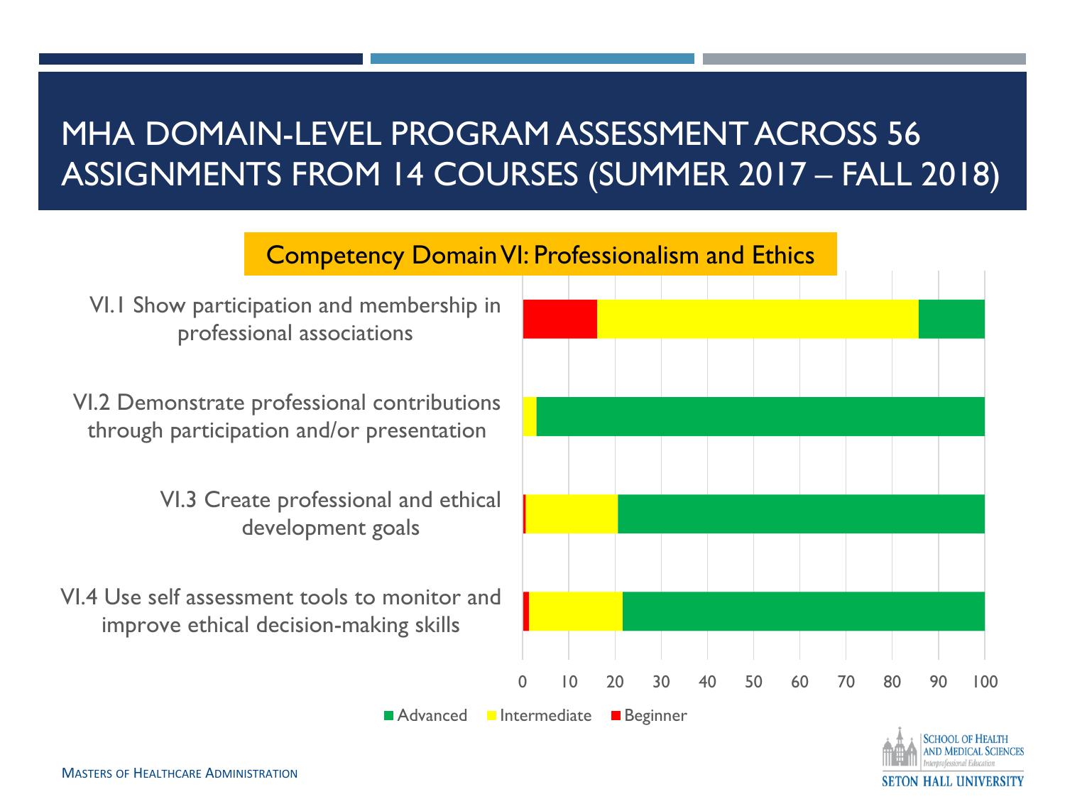# MHA DOMAIN-LEVEL PROGRAM ASSESSMENT ACROSS 56 ASSIGNMENTS FROM 14 COURSES (SUMMER 2017 – FALL 2018)

## Competency Domain VI: Professionalism and Ethics

VI.1 Show participation and membership in professional associations

VI.2 Demonstrate professional contributions through participation and/or presentation

VI.3 Create professional and ethical development goals

VI.4 Use self assessment tools to monitor and improve ethical decision-making skills

0 10 20 30 40 50 60 70 80 90 100

Advanced Intermediate Beginner

Masters of Healthcare Administration

School of Health and Medical Sciences
Interprofessional Education
Seton Hall University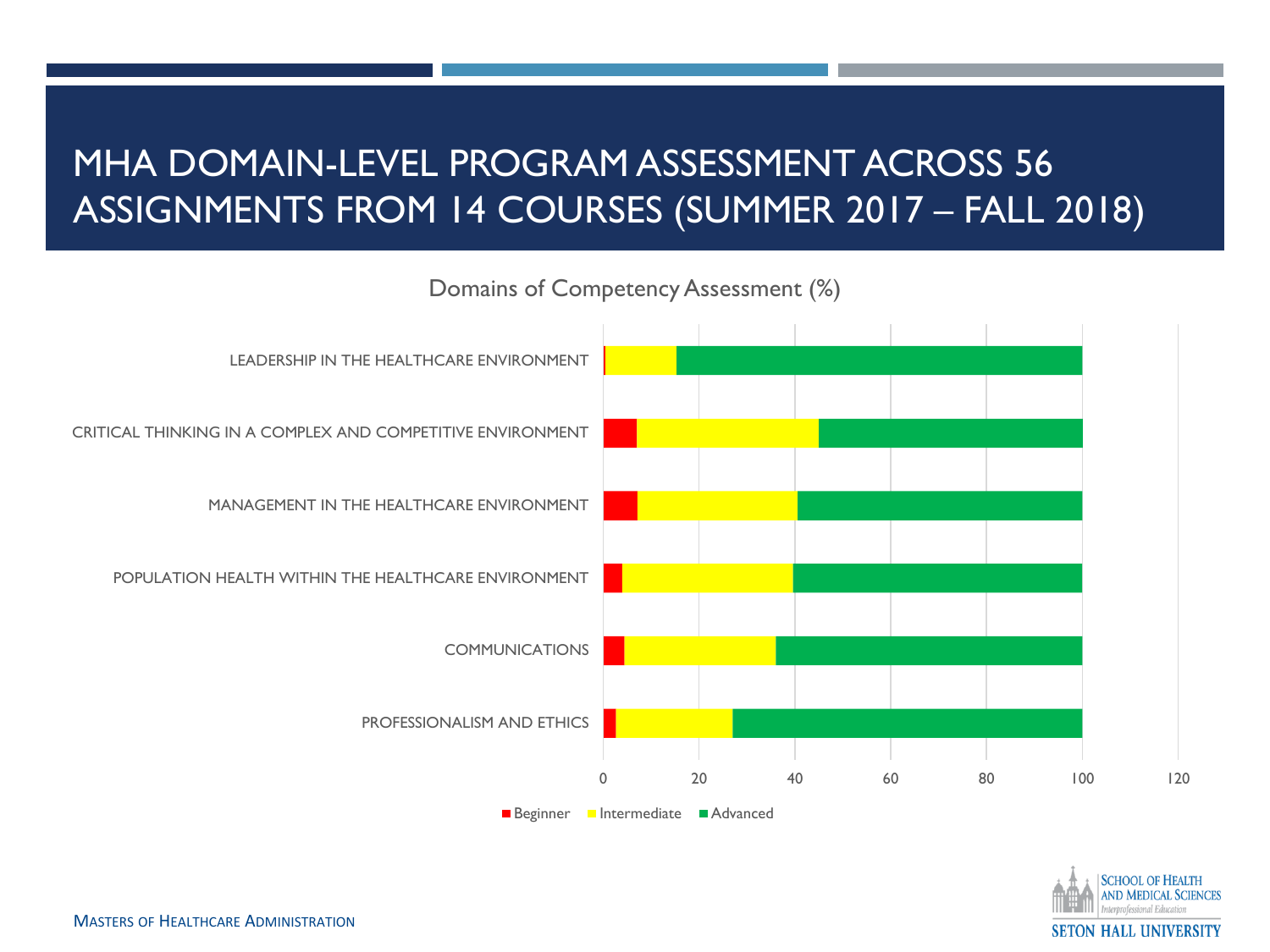# MHA DOMAIN-LEVEL PROGRAM ASSESSMENT ACROSS 56 ASSIGNMENTS FROM 14 COURSES (SUMMER 2017 – FALL 2018)

Domains of Competency Assessment (%)

LEADERSHIP IN THE HEALTHCARE ENVIRONMENT

CRITICAL THINKING IN A COMPLEX AND COMPETITIVE ENVIRONMENT

MANAGEMENT IN THE HEALTHCARE ENVIRONMENT

POPULATION HEALTH WITHIN THE HEALTHCARE ENVIRONMENT

COMMUNICATIONS

PROFESSIONALISM AND ETHICS

0 20 40 60 80 100 120

Beginner Intermediate Advanced

MASTERS OF HEALTHCARE ADMINISTRATION

SCHOOL OF HEALTH AND MEDICAL SCIENCES
Interprofessional Education
SETON HALL UNIVERSITY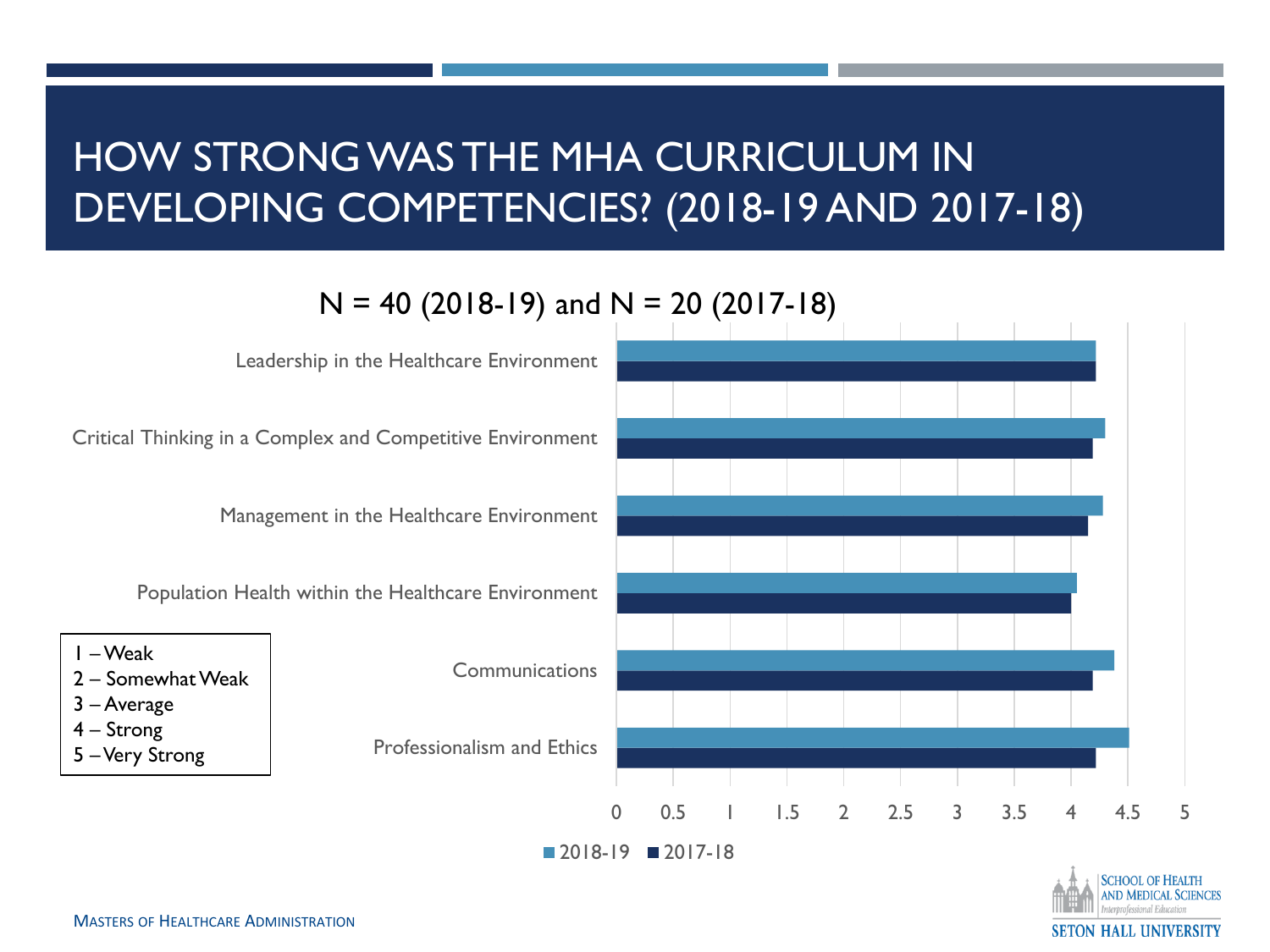# HOW STRONG WAS THE MHA CURRICULUM IN DEVELOPING COMPETENCIES? (2018-19 AND 2017-18)

N = 40 (2018-19) and N = 20 (2017-18)

| Competency | 2018-19 | 2017-18 |
|---|---|---|
| Leadership in the Healthcare Environment | 4.22 | 4.22 |
| Critical Thinking in a Complex and Competitive Environment | 4.3 | 4.19 |
| Management in the Healthcare Environment | 4.28 | 4.15 |
| Population Health within the Healthcare Environment | 4.05 | 4.0 |
| Communications | 4.38 | 4.19 |
| Professionalism and Ethics | 4.51 | 4.22 |

1 – Weak
2 – Somewhat Weak
3 – Average
4 – Strong
5 – Very Strong

MASTERS OF HEALTHCARE ADMINISTRATION

SCHOOL OF HEALTH AND MEDICAL SCIENCES
Interprofessional Education
SETON HALL UNIVERSITY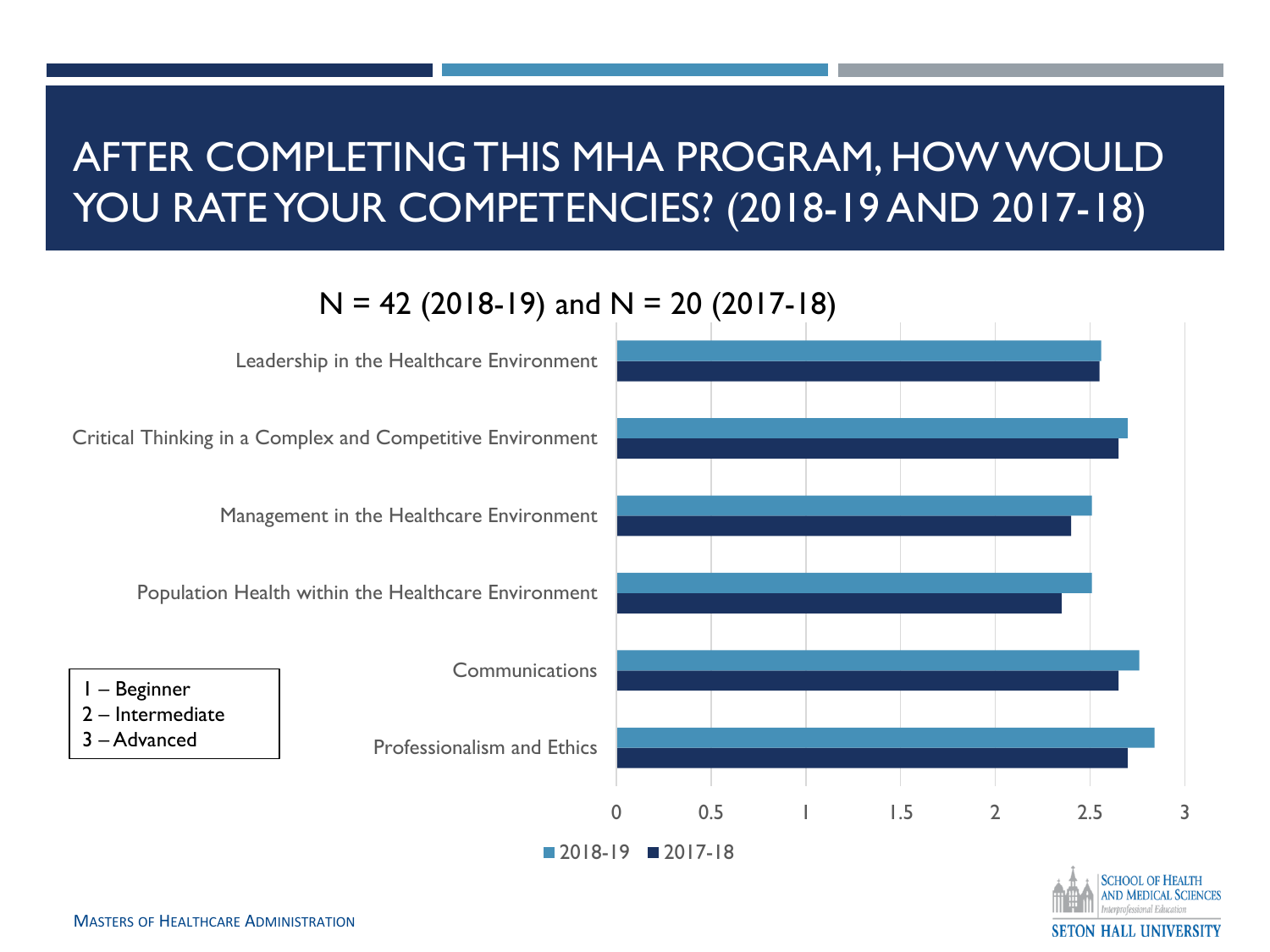# AFTER COMPLETING THIS MHA PROGRAM, HOW WOULD YOU RATE YOUR COMPETENCIES? (2018-19 AND 2017-18)

N = 42 (2018-19) and N = 20 (2017-18)

Leadership in the Healthcare Environment

Critical Thinking in a Complex and Competitive Environment

Management in the Healthcare Environment

Population Health within the Healthcare Environment

Communications

Professionalism and Ethics

0 0.5 1 1.5 2 2.5 3

2018-19 2017-18

1 – Beginner
2 – Intermediate
3 – Advanced

MASTERS OF HEALTHCARE ADMINISTRATION

SCHOOL OF HEALTH AND MEDICAL SCIENCES
Interprofessional Education
SETON HALL UNIVERSITY